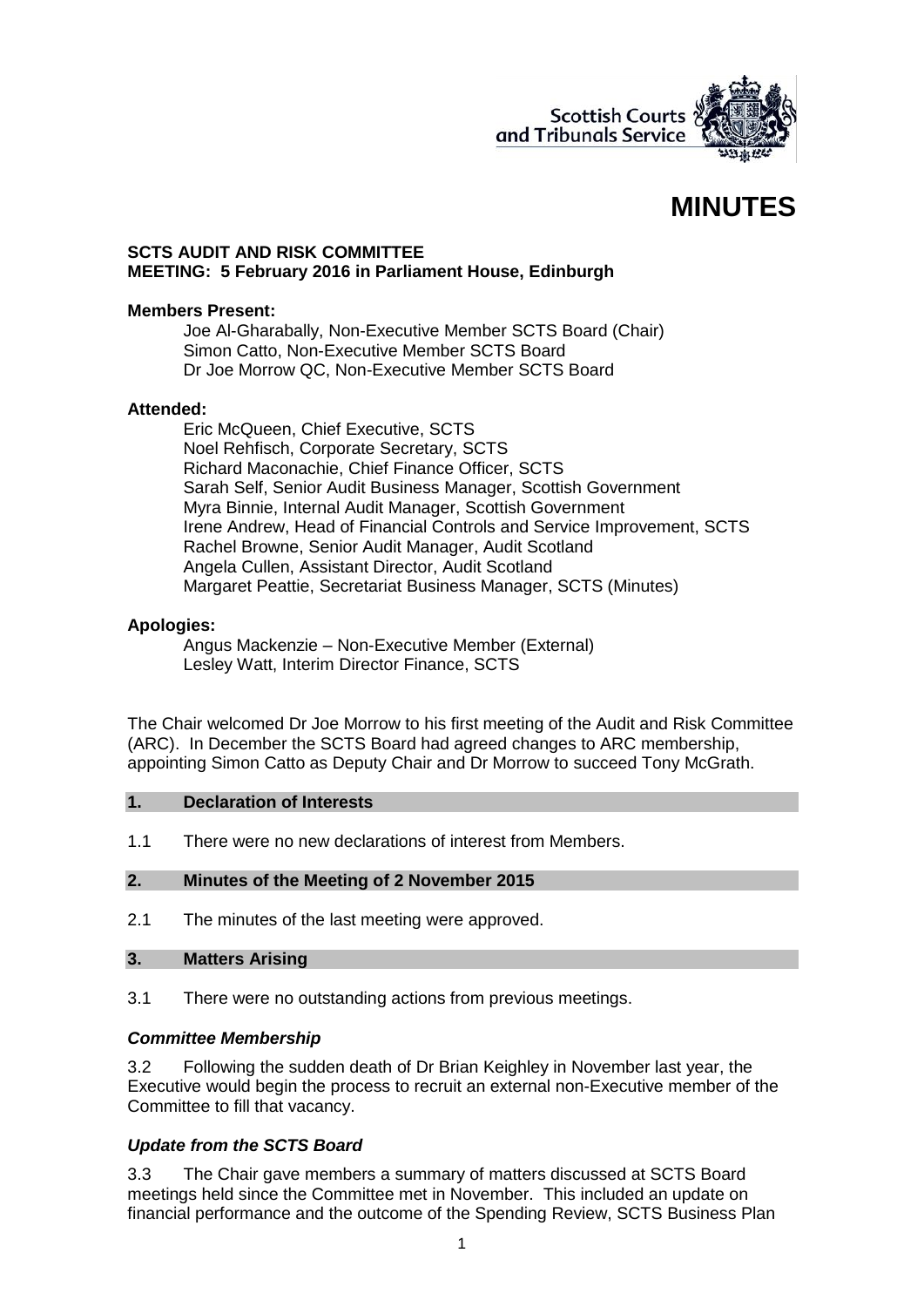# MINUTES

**SCTS AUDIT AND RISK COMMITTEE**
**MEETING: 5 February 2016 in Parliament House, Edinburgh**

**Members Present:**

Joe Al-Gharabally, Non-Executive Member SCTS Board (Chair)
Simon Catto, Non-Executive Member SCTS Board
Dr Joe Morrow QC, Non-Executive Member SCTS Board

**Attended:**

Eric McQueen, Chief Executive, SCTS
Noel Rehfisch, Corporate Secretary, SCTS
Richard Maconachie, Chief Finance Officer, SCTS
Sarah Self, Senior Audit Business Manager, Scottish Government
Myra Binnie, Internal Audit Manager, Scottish Government
Irene Andrew, Head of Financial Controls and Service Improvement, SCTS
Rachel Browne, Senior Audit Manager, Audit Scotland
Angela Cullen, Assistant Director, Audit Scotland
Margaret Peattie, Secretariat Business Manager, SCTS (Minutes)

**Apologies:**

Angus Mackenzie – Non-Executive Member (External)
Lesley Watt, Interim Director Finance, SCTS

The Chair welcomed Dr Joe Morrow to his first meeting of the Audit and Risk Committee (ARC). In December the SCTS Board had agreed changes to ARC membership, appointing Simon Catto as Deputy Chair and Dr Morrow to succeed Tony McGrath.

## 1. Declaration of Interests

1.1 There were no new declarations of interest from Members.

## 2. Minutes of the Meeting of 2 November 2015

2.1 The minutes of the last meeting were approved.

## 3. Matters Arising

3.1 There were no outstanding actions from previous meetings.

### *Committee Membership*

3.2 Following the sudden death of Dr Brian Keighley in November last year, the Executive would begin the process to recruit an external non-Executive member of the Committee to fill that vacancy.

### *Update from the SCTS Board*

3.3 The Chair gave members a summary of matters discussed at SCTS Board meetings held since the Committee met in November. This included an update on financial performance and the outcome of the Spending Review, SCTS Business Plan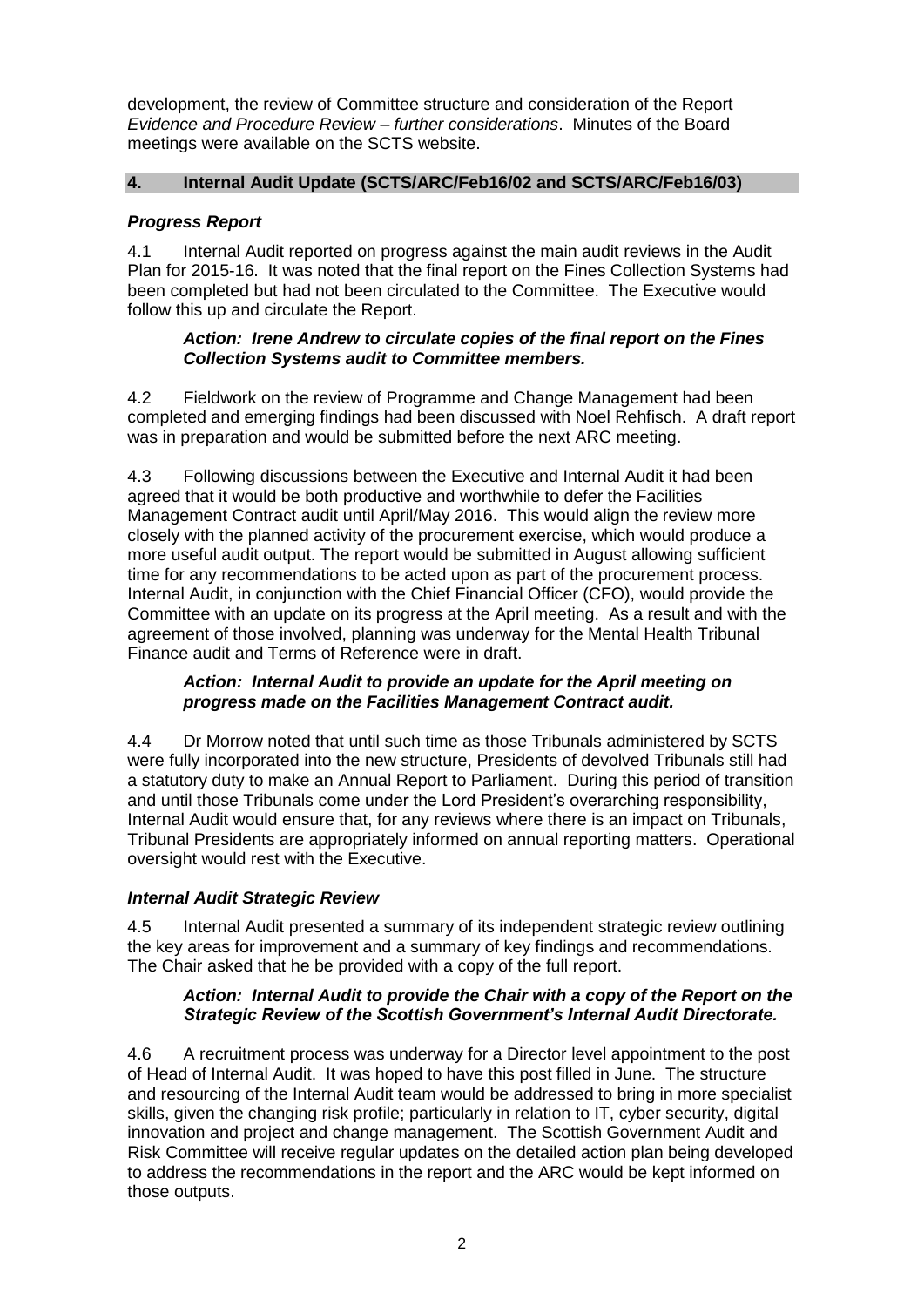development, the review of Committee structure and consideration of the Report *Evidence and Procedure Review – further considerations*. Minutes of the Board meetings were available on the SCTS website.

## 4. Internal Audit Update (SCTS/ARC/Feb16/02 and SCTS/ARC/Feb16/03)

### *Progress Report*

4.1 Internal Audit reported on progress against the main audit reviews in the Audit Plan for 2015-16. It was noted that the final report on the Fines Collection Systems had been completed but had not been circulated to the Committee. The Executive would follow this up and circulate the Report.

> ***Action: Irene Andrew to circulate copies of the final report on the Fines Collection Systems audit to Committee members.***

4.2 Fieldwork on the review of Programme and Change Management had been completed and emerging findings had been discussed with Noel Rehfisch. A draft report was in preparation and would be submitted before the next ARC meeting.

4.3 Following discussions between the Executive and Internal Audit it had been agreed that it would be both productive and worthwhile to defer the Facilities Management Contract audit until April/May 2016. This would align the review more closely with the planned activity of the procurement exercise, which would produce a more useful audit output. The report would be submitted in August allowing sufficient time for any recommendations to be acted upon as part of the procurement process. Internal Audit, in conjunction with the Chief Financial Officer (CFO), would provide the Committee with an update on its progress at the April meeting. As a result and with the agreement of those involved, planning was underway for the Mental Health Tribunal Finance audit and Terms of Reference were in draft.

> ***Action: Internal Audit to provide an update for the April meeting on progress made on the Facilities Management Contract audit.***

4.4 Dr Morrow noted that until such time as those Tribunals administered by SCTS were fully incorporated into the new structure, Presidents of devolved Tribunals still had a statutory duty to make an Annual Report to Parliament. During this period of transition and until those Tribunals come under the Lord President's overarching responsibility, Internal Audit would ensure that, for any reviews where there is an impact on Tribunals, Tribunal Presidents are appropriately informed on annual reporting matters. Operational oversight would rest with the Executive.

### *Internal Audit Strategic Review*

4.5 Internal Audit presented a summary of its independent strategic review outlining the key areas for improvement and a summary of key findings and recommendations. The Chair asked that he be provided with a copy of the full report.

> ***Action: Internal Audit to provide the Chair with a copy of the Report on the Strategic Review of the Scottish Government's Internal Audit Directorate.***

4.6 A recruitment process was underway for a Director level appointment to the post of Head of Internal Audit. It was hoped to have this post filled in June. The structure and resourcing of the Internal Audit team would be addressed to bring in more specialist skills, given the changing risk profile; particularly in relation to IT, cyber security, digital innovation and project and change management. The Scottish Government Audit and Risk Committee will receive regular updates on the detailed action plan being developed to address the recommendations in the report and the ARC would be kept informed on those outputs.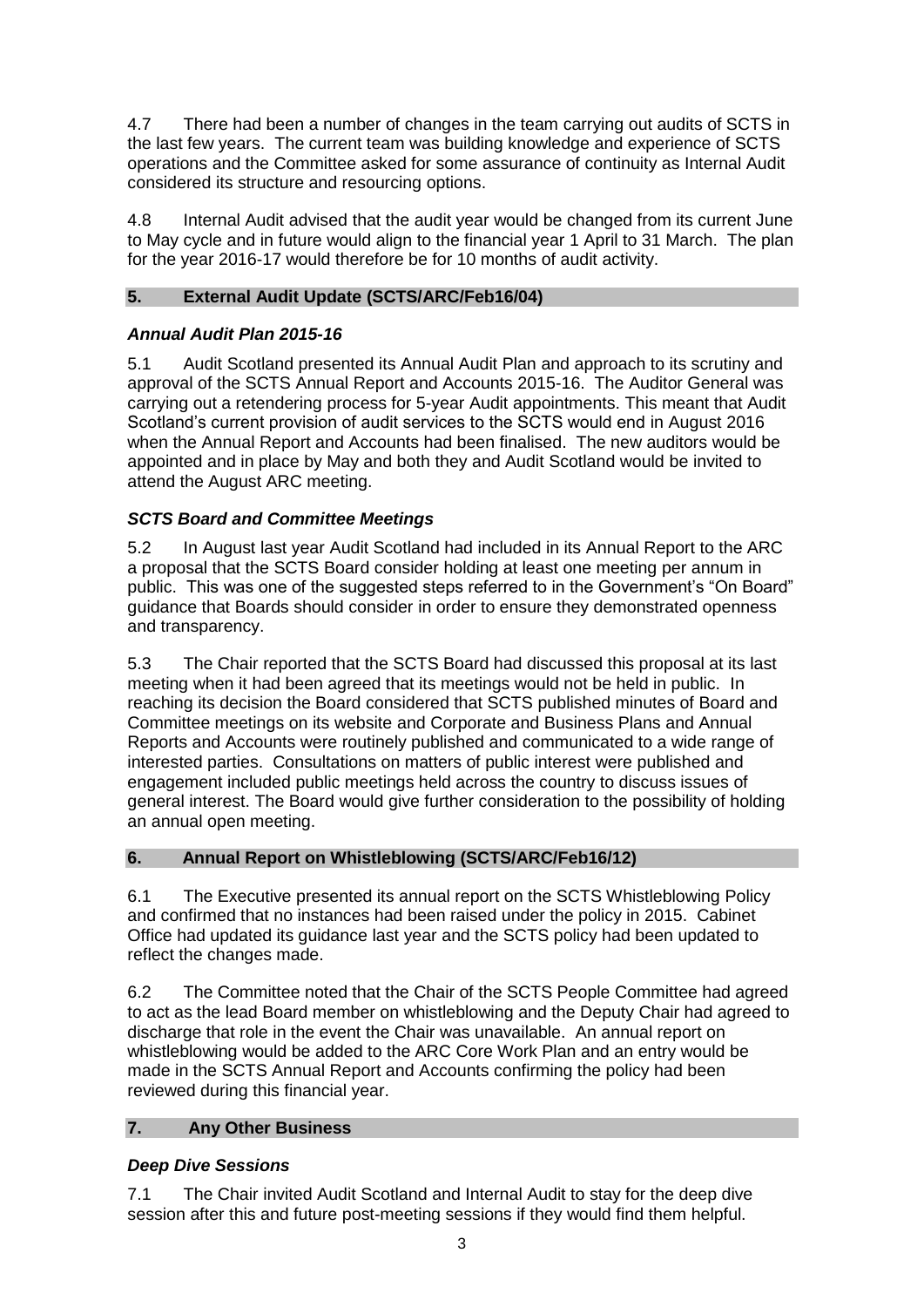4.7 There had been a number of changes in the team carrying out audits of SCTS in the last few years. The current team was building knowledge and experience of SCTS operations and the Committee asked for some assurance of continuity as Internal Audit considered its structure and resourcing options.

4.8 Internal Audit advised that the audit year would be changed from its current June to May cycle and in future would align to the financial year 1 April to 31 March. The plan for the year 2016-17 would therefore be for 10 months of audit activity.

## 5. External Audit Update (SCTS/ARC/Feb16/04)

### *Annual Audit Plan 2015-16*

5.1 Audit Scotland presented its Annual Audit Plan and approach to its scrutiny and approval of the SCTS Annual Report and Accounts 2015-16. The Auditor General was carrying out a retendering process for 5-year Audit appointments. This meant that Audit Scotland's current provision of audit services to the SCTS would end in August 2016 when the Annual Report and Accounts had been finalised. The new auditors would be appointed and in place by May and both they and Audit Scotland would be invited to attend the August ARC meeting.

### *SCTS Board and Committee Meetings*

5.2 In August last year Audit Scotland had included in its Annual Report to the ARC a proposal that the SCTS Board consider holding at least one meeting per annum in public. This was one of the suggested steps referred to in the Government's "On Board" guidance that Boards should consider in order to ensure they demonstrated openness and transparency.

5.3 The Chair reported that the SCTS Board had discussed this proposal at its last meeting when it had been agreed that its meetings would not be held in public. In reaching its decision the Board considered that SCTS published minutes of Board and Committee meetings on its website and Corporate and Business Plans and Annual Reports and Accounts were routinely published and communicated to a wide range of interested parties. Consultations on matters of public interest were published and engagement included public meetings held across the country to discuss issues of general interest. The Board would give further consideration to the possibility of holding an annual open meeting.

## 6. Annual Report on Whistleblowing (SCTS/ARC/Feb16/12)

6.1 The Executive presented its annual report on the SCTS Whistleblowing Policy and confirmed that no instances had been raised under the policy in 2015. Cabinet Office had updated its guidance last year and the SCTS policy had been updated to reflect the changes made.

6.2 The Committee noted that the Chair of the SCTS People Committee had agreed to act as the lead Board member on whistleblowing and the Deputy Chair had agreed to discharge that role in the event the Chair was unavailable. An annual report on whistleblowing would be added to the ARC Core Work Plan and an entry would be made in the SCTS Annual Report and Accounts confirming the policy had been reviewed during this financial year.

## 7. Any Other Business

### *Deep Dive Sessions*

7.1 The Chair invited Audit Scotland and Internal Audit to stay for the deep dive session after this and future post-meeting sessions if they would find them helpful.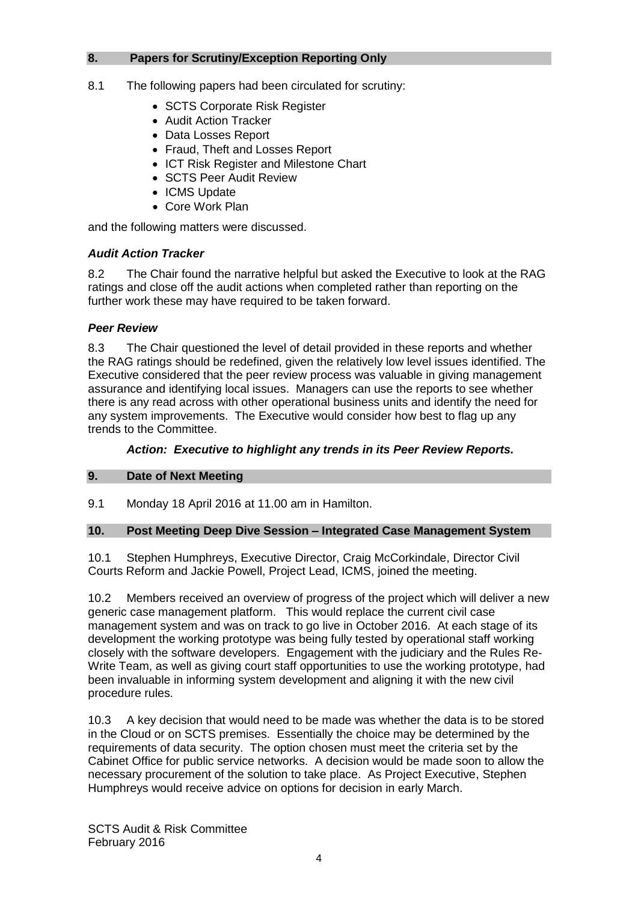## 8. Papers for Scrutiny/Exception Reporting Only

8.1 The following papers had been circulated for scrutiny:

- SCTS Corporate Risk Register
- Audit Action Tracker
- Data Losses Report
- Fraud, Theft and Losses Report
- ICT Risk Register and Milestone Chart
- SCTS Peer Audit Review
- ICMS Update
- Core Work Plan

and the following matters were discussed.

### *Audit Action Tracker*

8.2 The Chair found the narrative helpful but asked the Executive to look at the RAG ratings and close off the audit actions when completed rather than reporting on the further work these may have required to be taken forward.

### *Peer Review*

8.3 The Chair questioned the level of detail provided in these reports and whether the RAG ratings should be redefined, given the relatively low level issues identified. The Executive considered that the peer review process was valuable in giving management assurance and identifying local issues. Managers can use the reports to see whether there is any read across with other operational business units and identify the need for any system improvements. The Executive would consider how best to flag up any trends to the Committee.

***Action: Executive to highlight any trends in its Peer Review Reports.***

## 9. Date of Next Meeting

9.1 Monday 18 April 2016 at 11.00 am in Hamilton.

## 10. Post Meeting Deep Dive Session – Integrated Case Management System

10.1 Stephen Humphreys, Executive Director, Craig McCorkindale, Director Civil Courts Reform and Jackie Powell, Project Lead, ICMS, joined the meeting.

10.2 Members received an overview of progress of the project which will deliver a new generic case management platform. This would replace the current civil case management system and was on track to go live in October 2016. At each stage of its development the working prototype was being fully tested by operational staff working closely with the software developers. Engagement with the judiciary and the Rules Re-Write Team, as well as giving court staff opportunities to use the working prototype, had been invaluable in informing system development and aligning it with the new civil procedure rules.

10.3 A key decision that would need to be made was whether the data is to be stored in the Cloud or on SCTS premises. Essentially the choice may be determined by the requirements of data security. The option chosen must meet the criteria set by the Cabinet Office for public service networks. A decision would be made soon to allow the necessary procurement of the solution to take place. As Project Executive, Stephen Humphreys would receive advice on options for decision in early March.